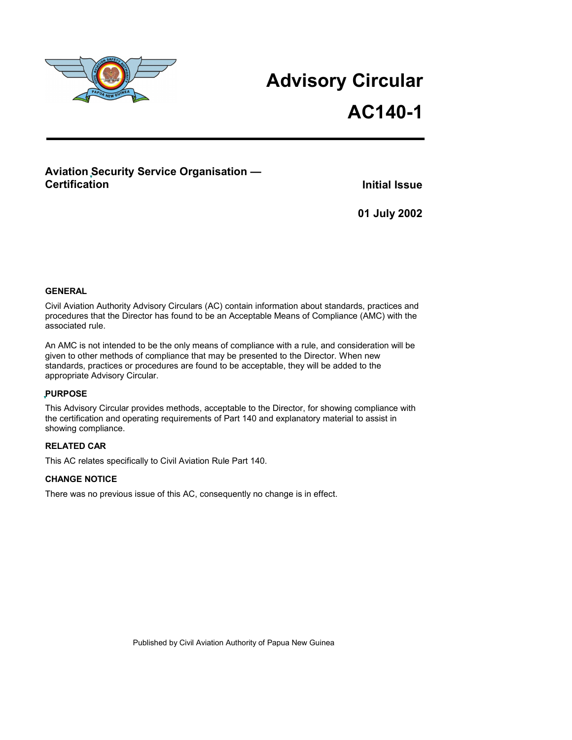# Advisory Circular

# AC140-1

## Aviation Security Service Organisation — Certification

**Initial Issue**

**01 July 2002**

### GENERAL

Civil Aviation Authority Advisory Circulars (AC) contain information about standards, practices and procedures that the Director has found to be an Acceptable Means of Compliance (AMC) with the associated rule.

An AMC is not intended to be the only means of compliance with a rule, and consideration will be given to other methods of compliance that may be presented to the Director. When new standards, practices or procedures are found to be acceptable, they will be added to the appropriate Advisory Circular.

### PURPOSE

This Advisory Circular provides methods, acceptable to the Director, for showing compliance with the certification and operating requirements of Part 140 and explanatory material to assist in showing compliance.

### RELATED CAR

This AC relates specifically to Civil Aviation Rule Part 140.

### CHANGE NOTICE

There was no previous issue of this AC, consequently no change is in effect.

Published by Civil Aviation Authority of Papua New Guinea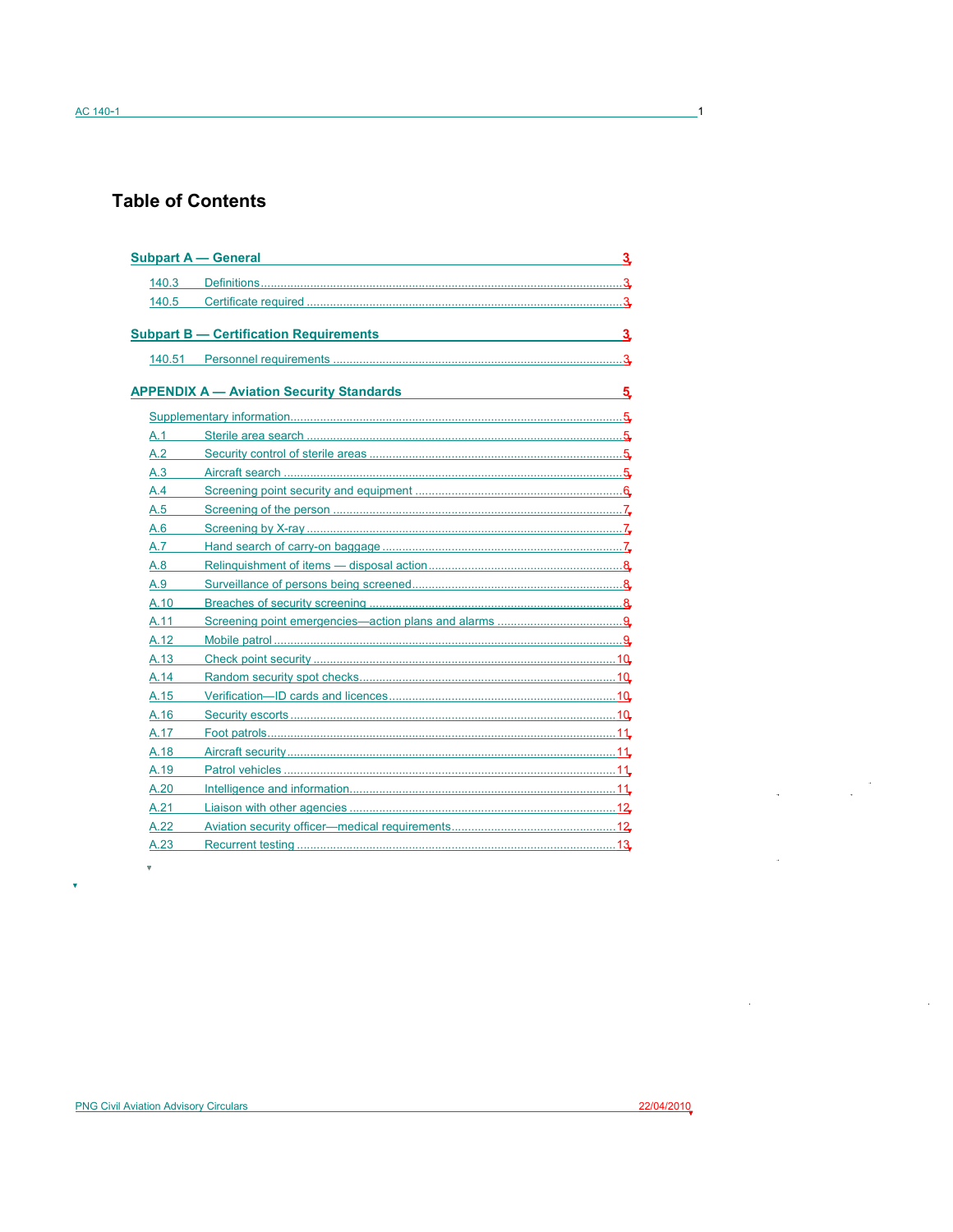# Table of Contents

**Subpart A — General** 3

- 140.3 Definitions .... 3
- 140.5 Certificate required .... 3

**Subpart B — Certification Requirements** 3

- 140.51 Personnel requirements .... 3

**APPENDIX A — Aviation Security Standards** 5

- Supplementary information .... 5
- A.1 Sterile area search .... 5
- A.2 Security control of sterile areas .... 5
- A.3 Aircraft search .... 5
- A.4 Screening point security and equipment .... 6
- A.5 Screening of the person .... 7
- A.6 Screening by X-ray .... 7
- A.7 Hand search of carry-on baggage .... 7
- A.8 Relinquishment of items — disposal action .... 8
- A.9 Surveillance of persons being screened .... 8
- A.10 Breaches of security screening .... 8
- A.11 Screening point emergencies—action plans and alarms .... 9
- A.12 Mobile patrol .... 9
- A.13 Check point security .... 10
- A.14 Random security spot checks .... 10
- A.15 Verification—ID cards and licences .... 10
- A.16 Security escorts .... 10
- A.17 Foot patrols .... 11
- A.18 Aircraft security .... 11
- A.19 Patrol vehicles .... 11
- A.20 Intelligence and information .... 11
- A.21 Liaison with other agencies .... 12
- A.22 Aviation security officer—medical requirements .... 12
- A.23 Recurrent testing .... 13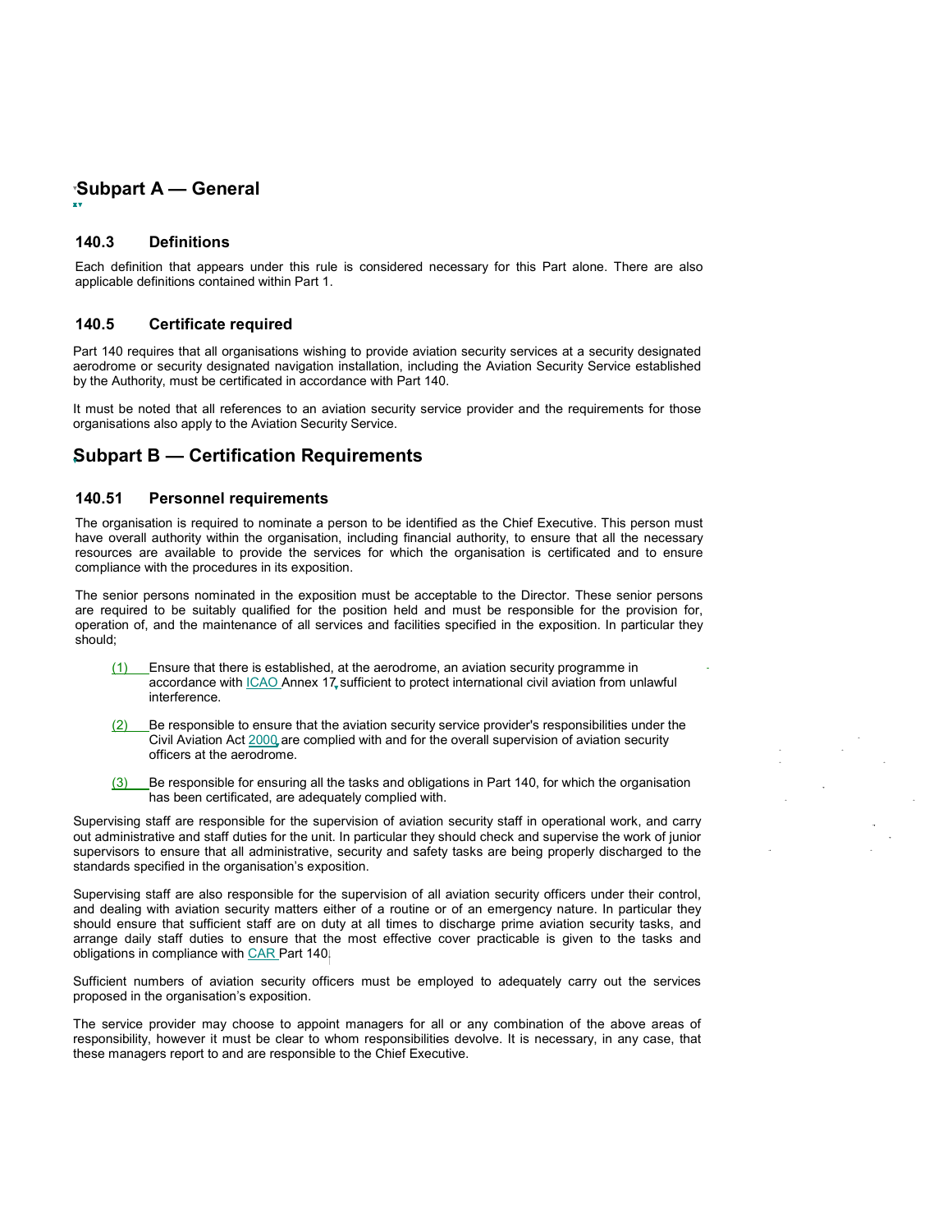## Subpart A — General

### 140.3 Definitions

Each definition that appears under this rule is considered necessary for this Part alone. There are also applicable definitions contained within Part 1.

### 140.5 Certificate required

Part 140 requires that all organisations wishing to provide aviation security services at a security designated aerodrome or security designated navigation installation, including the Aviation Security Service established by the Authority, must be certificated in accordance with Part 140.

It must be noted that all references to an aviation security service provider and the requirements for those organisations also apply to the Aviation Security Service.

## Subpart B — Certification Requirements

### 140.51 Personnel requirements

The organisation is required to nominate a person to be identified as the Chief Executive. This person must have overall authority within the organisation, including financial authority, to ensure that all the necessary resources are available to provide the services for which the organisation is certificated and to ensure compliance with the procedures in its exposition.

The senior persons nominated in the exposition must be acceptable to the Director. These senior persons are required to be suitably qualified for the position held and must be responsible for the provision for, operation of, and the maintenance of all services and facilities specified in the exposition. In particular they should;

(1) Ensure that there is established, at the aerodrome, an aviation security programme in accordance with ICAO Annex 17, sufficient to protect international civil aviation from unlawful interference.

(2) Be responsible to ensure that the aviation security service provider's responsibilities under the Civil Aviation Act 2000 are complied with and for the overall supervision of aviation security officers at the aerodrome.

(3) Be responsible for ensuring all the tasks and obligations in Part 140, for which the organisation has been certificated, are adequately complied with.

Supervising staff are responsible for the supervision of aviation security staff in operational work, and carry out administrative and staff duties for the unit. In particular they should check and supervise the work of junior supervisors to ensure that all administrative, security and safety tasks are being properly discharged to the standards specified in the organisation's exposition.

Supervising staff are also responsible for the supervision of all aviation security officers under their control, and dealing with aviation security matters either of a routine or of an emergency nature. In particular they should ensure that sufficient staff are on duty at all times to discharge prime aviation security tasks, and arrange daily staff duties to ensure that the most effective cover practicable is given to the tasks and obligations in compliance with CAR Part 140.

Sufficient numbers of aviation security officers must be employed to adequately carry out the services proposed in the organisation's exposition.

The service provider may choose to appoint managers for all or any combination of the above areas of responsibility, however it must be clear to whom responsibilities devolve. It is necessary, in any case, that these managers report to and are responsible to the Chief Executive.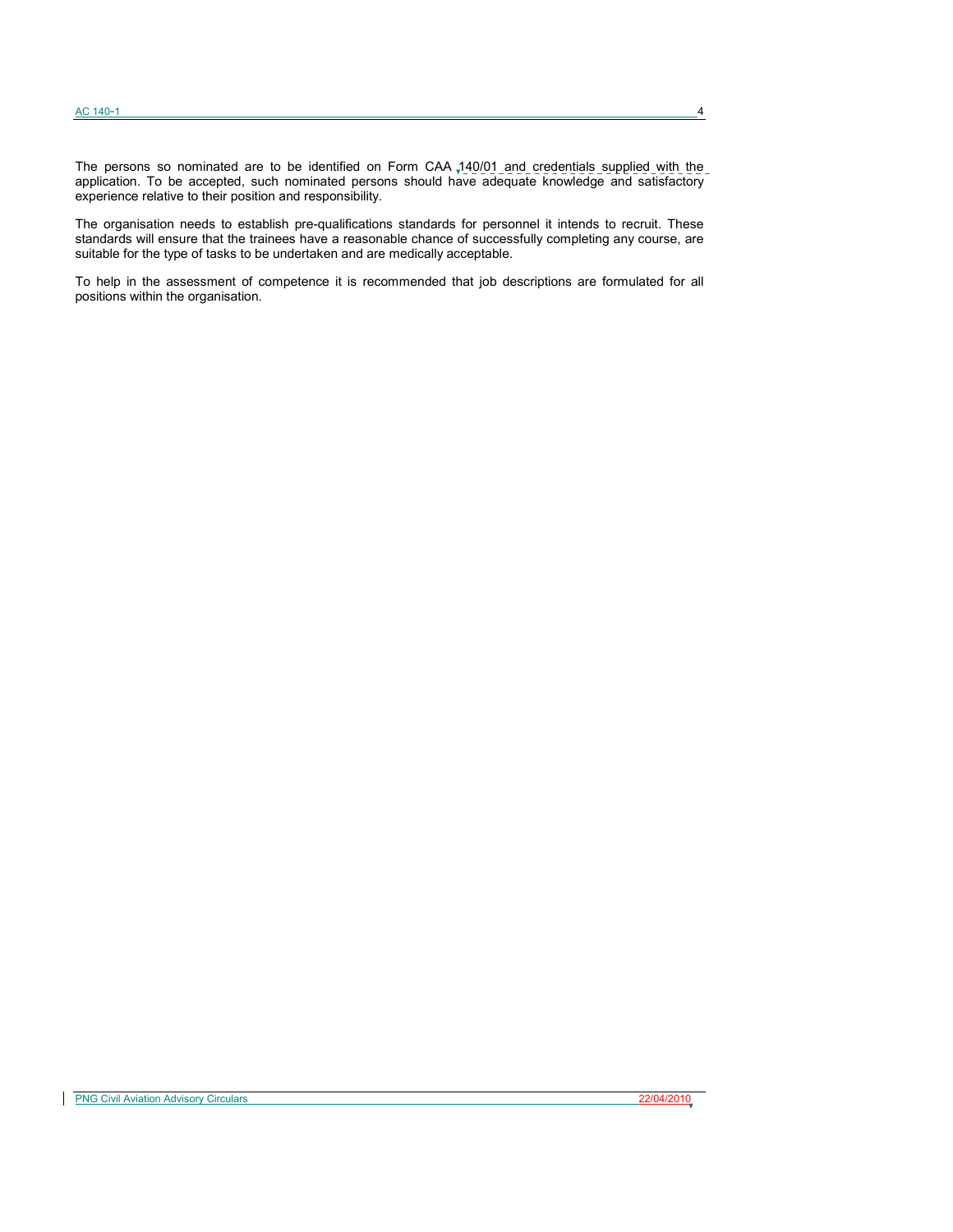The persons so nominated are to be identified on Form CAA 140/01 and credentials supplied with the application. To be accepted, such nominated persons should have adequate knowledge and satisfactory experience relative to their position and responsibility.

The organisation needs to establish pre-qualifications standards for personnel it intends to recruit. These standards will ensure that the trainees have a reasonable chance of successfully completing any course, are suitable for the type of tasks to be undertaken and are medically acceptable.

To help in the assessment of competence it is recommended that job descriptions are formulated for all positions within the organisation.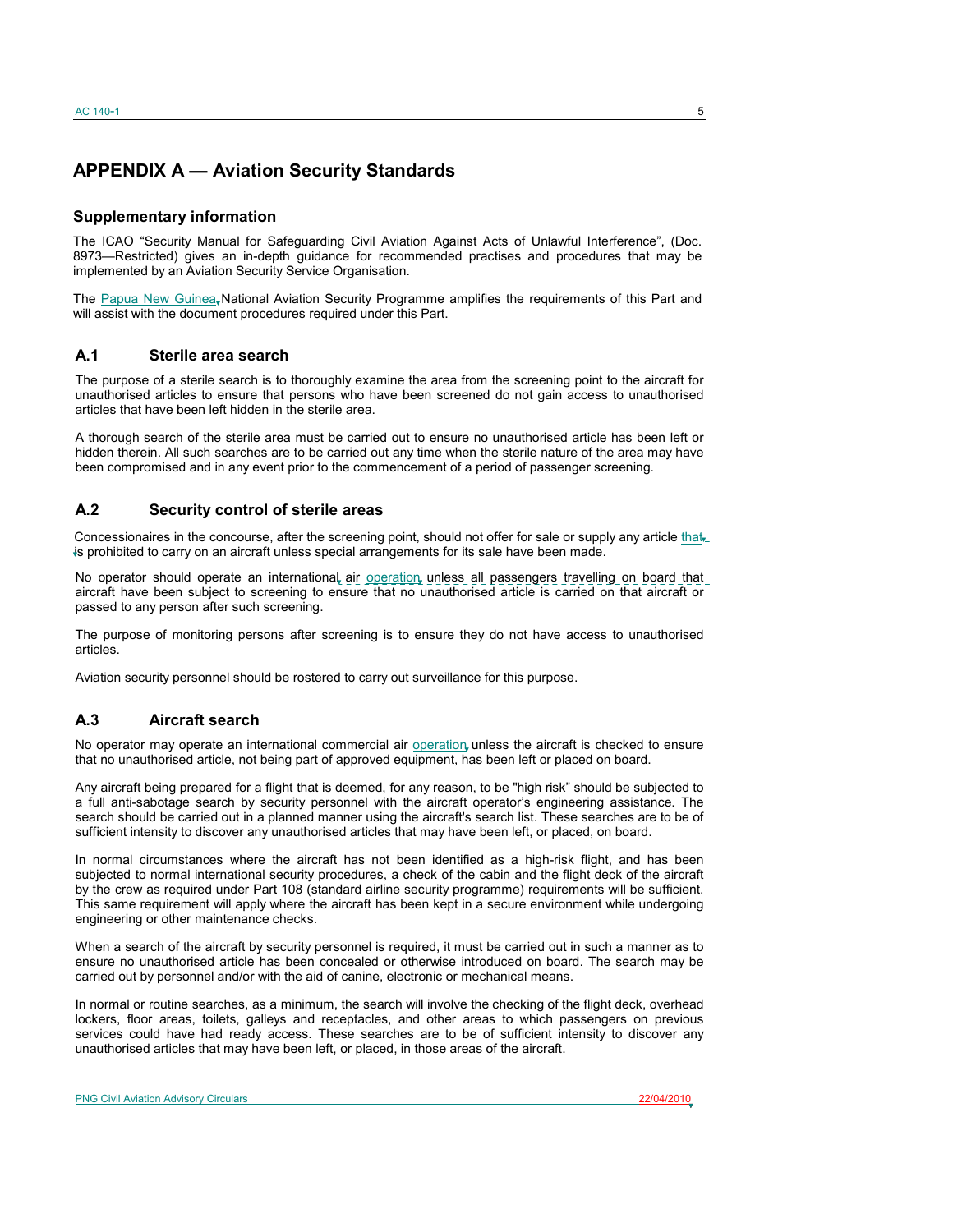# APPENDIX A — Aviation Security Standards

## Supplementary information

The ICAO "Security Manual for Safeguarding Civil Aviation Against Acts of Unlawful Interference", (Doc. 8973—Restricted) gives an in-depth guidance for recommended practises and procedures that may be implemented by an Aviation Security Service Organisation.

The Papua New Guinea National Aviation Security Programme amplifies the requirements of this Part and will assist with the document procedures required under this Part.

## A.1 Sterile area search

The purpose of a sterile search is to thoroughly examine the area from the screening point to the aircraft for unauthorised articles to ensure that persons who have been screened do not gain access to unauthorised articles that have been left hidden in the sterile area.

A thorough search of the sterile area must be carried out to ensure no unauthorised article has been left or hidden therein. All such searches are to be carried out any time when the sterile nature of the area may have been compromised and in any event prior to the commencement of a period of passenger screening.

## A.2 Security control of sterile areas

Concessionaires in the concourse, after the screening point, should not offer for sale or supply any article that is prohibited to carry on an aircraft unless special arrangements for its sale have been made.

No operator should operate an international air operation unless all passengers travelling on board that aircraft have been subject to screening to ensure that no unauthorised article is carried on that aircraft or passed to any person after such screening.

The purpose of monitoring persons after screening is to ensure they do not have access to unauthorised articles.

Aviation security personnel should be rostered to carry out surveillance for this purpose.

## A.3 Aircraft search

No operator may operate an international commercial air operation unless the aircraft is checked to ensure that no unauthorised article, not being part of approved equipment, has been left or placed on board.

Any aircraft being prepared for a flight that is deemed, for any reason, to be "high risk" should be subjected to a full anti-sabotage search by security personnel with the aircraft operator's engineering assistance. The search should be carried out in a planned manner using the aircraft's search list. These searches are to be of sufficient intensity to discover any unauthorised articles that may have been left, or placed, on board.

In normal circumstances where the aircraft has not been identified as a high-risk flight, and has been subjected to normal international security procedures, a check of the cabin and the flight deck of the aircraft by the crew as required under Part 108 (standard airline security programme) requirements will be sufficient. This same requirement will apply where the aircraft has been kept in a secure environment while undergoing engineering or other maintenance checks.

When a search of the aircraft by security personnel is required, it must be carried out in such a manner as to ensure no unauthorised article has been concealed or otherwise introduced on board. The search may be carried out by personnel and/or with the aid of canine, electronic or mechanical means.

In normal or routine searches, as a minimum, the search will involve the checking of the flight deck, overhead lockers, floor areas, toilets, galleys and receptacles, and other areas to which passengers on previous services could have had ready access. These searches are to be of sufficient intensity to discover any unauthorised articles that may have been left, or placed, in those areas of the aircraft.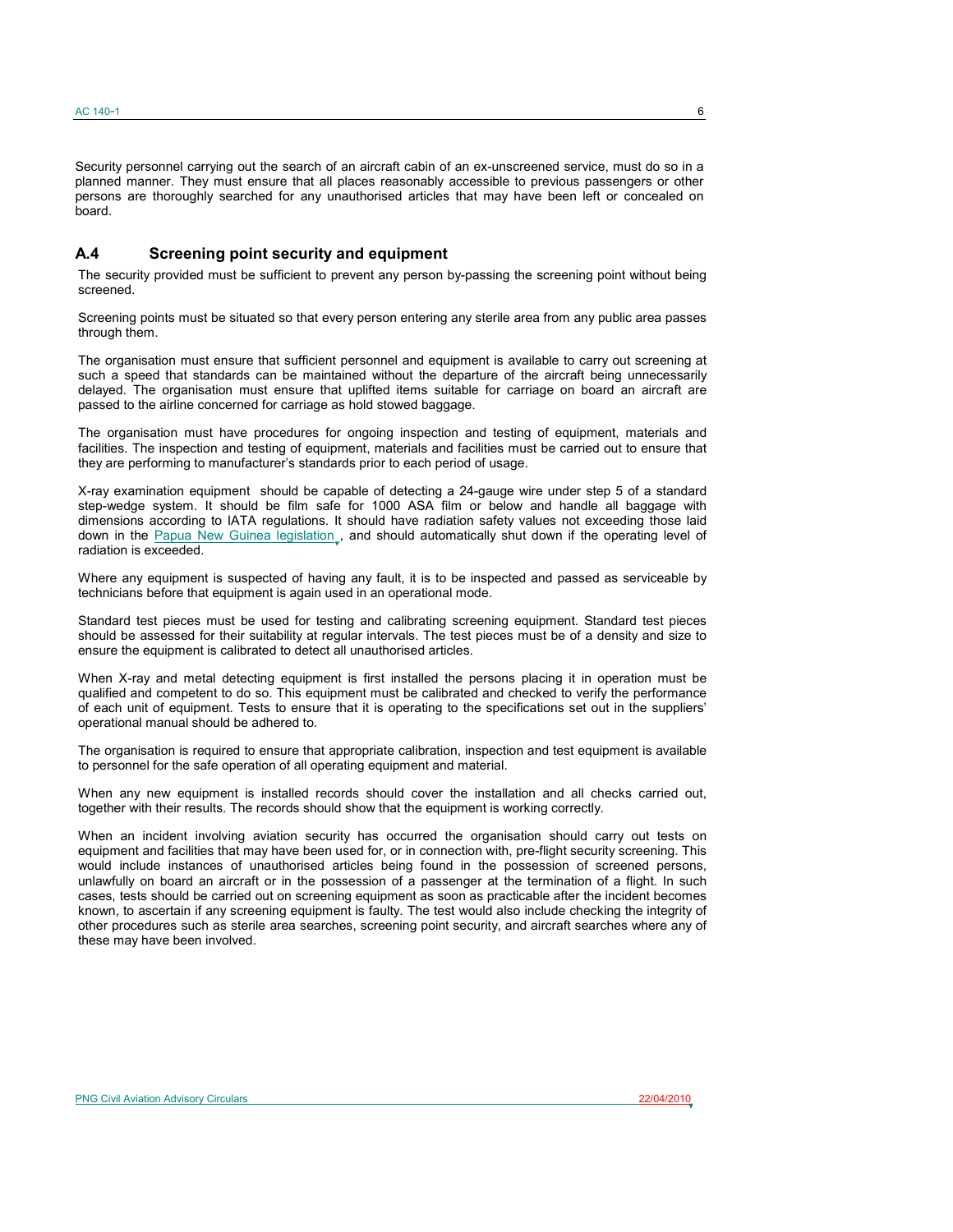Security personnel carrying out the search of an aircraft cabin of an ex-unscreened service, must do so in a planned manner. They must ensure that all places reasonably accessible to previous passengers or other persons are thoroughly searched for any unauthorised articles that may have been left or concealed on board.

## A.4 Screening point security and equipment

The security provided must be sufficient to prevent any person by-passing the screening point without being screened.

Screening points must be situated so that every person entering any sterile area from any public area passes through them.

The organisation must ensure that sufficient personnel and equipment is available to carry out screening at such a speed that standards can be maintained without the departure of the aircraft being unnecessarily delayed. The organisation must ensure that uplifted items suitable for carriage on board an aircraft are passed to the airline concerned for carriage as hold stowed baggage.

The organisation must have procedures for ongoing inspection and testing of equipment, materials and facilities. The inspection and testing of equipment, materials and facilities must be carried out to ensure that they are performing to manufacturer's standards prior to each period of usage.

X-ray examination equipment should be capable of detecting a 24-gauge wire under step 5 of a standard step-wedge system. It should be film safe for 1000 ASA film or below and handle all baggage with dimensions according to IATA regulations. It should have radiation safety values not exceeding those laid down in the Papua New Guinea legislation, and should automatically shut down if the operating level of radiation is exceeded.

Where any equipment is suspected of having any fault, it is to be inspected and passed as serviceable by technicians before that equipment is again used in an operational mode.

Standard test pieces must be used for testing and calibrating screening equipment. Standard test pieces should be assessed for their suitability at regular intervals. The test pieces must be of a density and size to ensure the equipment is calibrated to detect all unauthorised articles.

When X-ray and metal detecting equipment is first installed the persons placing it in operation must be qualified and competent to do so. This equipment must be calibrated and checked to verify the performance of each unit of equipment. Tests to ensure that it is operating to the specifications set out in the suppliers' operational manual should be adhered to.

The organisation is required to ensure that appropriate calibration, inspection and test equipment is available to personnel for the safe operation of all operating equipment and material.

When any new equipment is installed records should cover the installation and all checks carried out, together with their results. The records should show that the equipment is working correctly.

When an incident involving aviation security has occurred the organisation should carry out tests on equipment and facilities that may have been used for, or in connection with, pre-flight security screening. This would include instances of unauthorised articles being found in the possession of screened persons, unlawfully on board an aircraft or in the possession of a passenger at the termination of a flight. In such cases, tests should be carried out on screening equipment as soon as practicable after the incident becomes known, to ascertain if any screening equipment is faulty. The test would also include checking the integrity of other procedures such as sterile area searches, screening point security, and aircraft searches where any of these may have been involved.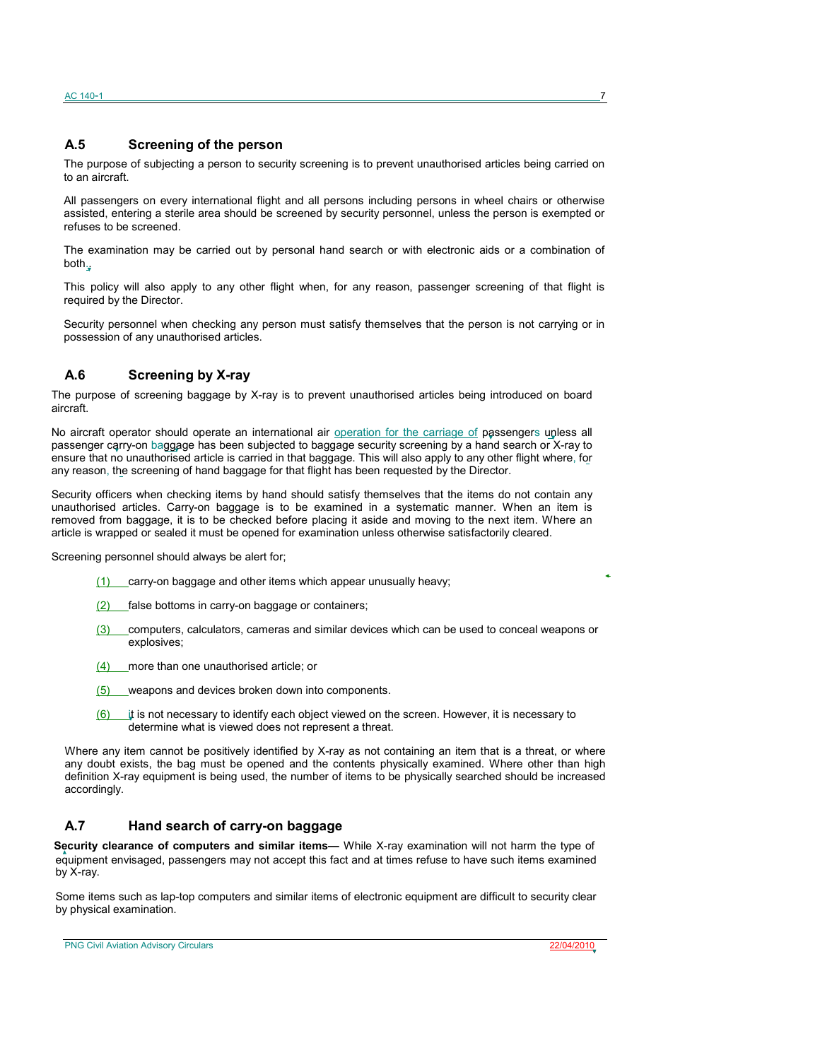## A.5 Screening of the person

The purpose of subjecting a person to security screening is to prevent unauthorised articles being carried on to an aircraft.

All passengers on every international flight and all persons including persons in wheel chairs or otherwise assisted, entering a sterile area should be screened by security personnel, unless the person is exempted or refuses to be screened.

The examination may be carried out by personal hand search or with electronic aids or a combination of both.

This policy will also apply to any other flight when, for any reason, passenger screening of that flight is required by the Director.

Security personnel when checking any person must satisfy themselves that the person is not carrying or in possession of any unauthorised articles.

## A.6 Screening by X-ray

The purpose of screening baggage by X-ray is to prevent unauthorised articles being introduced on board aircraft.

No aircraft operator should operate an international air operation for the carriage of passengers unless all passenger carry-on baggage has been subjected to baggage security screening by a hand search or X-ray to ensure that no unauthorised article is carried in that baggage. This will also apply to any other flight where, for any reason, the screening of hand baggage for that flight has been requested by the Director.

Security officers when checking items by hand should satisfy themselves that the items do not contain any unauthorised articles. Carry-on baggage is to be examined in a systematic manner. When an item is removed from baggage, it is to be checked before placing it aside and moving to the next item. Where an article is wrapped or sealed it must be opened for examination unless otherwise satisfactorily cleared.

Screening personnel should always be alert for;

(1) carry-on baggage and other items which appear unusually heavy;

(2) false bottoms in carry-on baggage or containers;

(3) computers, calculators, cameras and similar devices which can be used to conceal weapons or explosives;

(4) more than one unauthorised article; or

(5) weapons and devices broken down into components.

(6) it is not necessary to identify each object viewed on the screen. However, it is necessary to determine what is viewed does not represent a threat.

Where any item cannot be positively identified by X-ray as not containing an item that is a threat, or where any doubt exists, the bag must be opened and the contents physically examined. Where other than high definition X-ray equipment is being used, the number of items to be physically searched should be increased accordingly.

## A.7 Hand search of carry-on baggage

**Security clearance of computers and similar items—** While X-ray examination will not harm the type of equipment envisaged, passengers may not accept this fact and at times refuse to have such items examined by X-ray.

Some items such as lap-top computers and similar items of electronic equipment are difficult to security clear by physical examination.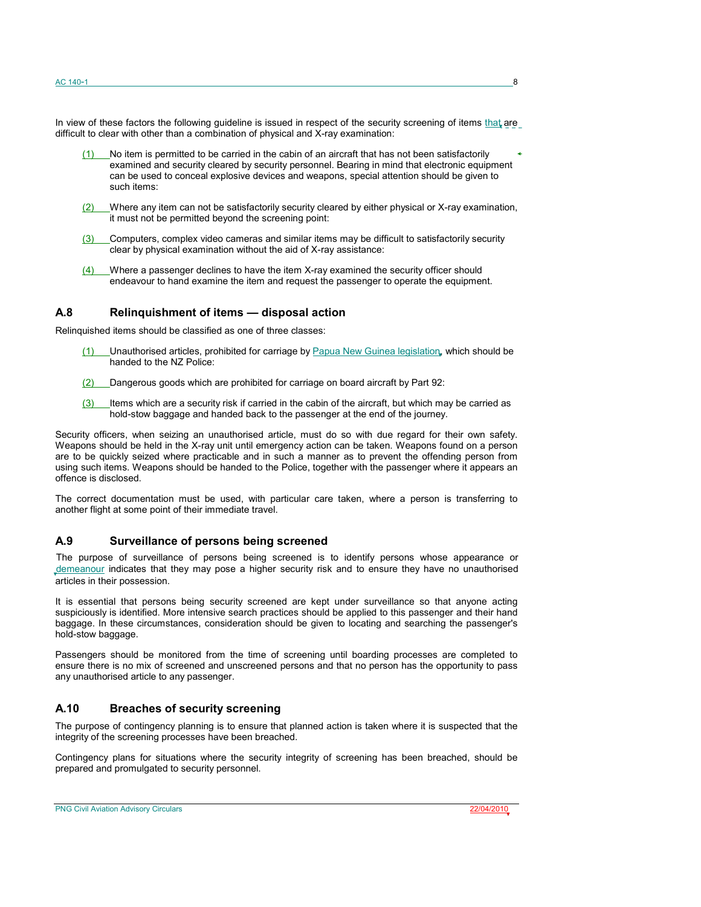In view of these factors the following guideline is issued in respect of the security screening of items that are difficult to clear with other than a combination of physical and X-ray examination:

(1) No item is permitted to be carried in the cabin of an aircraft that has not been satisfactorily examined and security cleared by security personnel. Bearing in mind that electronic equipment can be used to conceal explosive devices and weapons, special attention should be given to such items:

(2) Where any item can not be satisfactorily security cleared by either physical or X-ray examination, it must not be permitted beyond the screening point:

(3) Computers, complex video cameras and similar items may be difficult to satisfactorily security clear by physical examination without the aid of X-ray assistance:

(4) Where a passenger declines to have the item X-ray examined the security officer should endeavour to hand examine the item and request the passenger to operate the equipment.

## A.8 Relinquishment of items — disposal action

Relinquished items should be classified as one of three classes:

(1) Unauthorised articles, prohibited for carriage by Papua New Guinea legislation, which should be handed to the NZ Police:

(2) Dangerous goods which are prohibited for carriage on board aircraft by Part 92:

(3) Items which are a security risk if carried in the cabin of the aircraft, but which may be carried as hold-stow baggage and handed back to the passenger at the end of the journey.

Security officers, when seizing an unauthorised article, must do so with due regard for their own safety. Weapons should be held in the X-ray unit until emergency action can be taken. Weapons found on a person are to be quickly seized where practicable and in such a manner as to prevent the offending person from using such items. Weapons should be handed to the Police, together with the passenger where it appears an offence is disclosed.

The correct documentation must be used, with particular care taken, where a person is transferring to another flight at some point of their immediate travel.

## A.9 Surveillance of persons being screened

The purpose of surveillance of persons being screened is to identify persons whose appearance or demeanour indicates that they may pose a higher security risk and to ensure they have no unauthorised articles in their possession.

It is essential that persons being security screened are kept under surveillance so that anyone acting suspiciously is identified. More intensive search practices should be applied to this passenger and their hand baggage. In these circumstances, consideration should be given to locating and searching the passenger's hold-stow baggage.

Passengers should be monitored from the time of screening until boarding processes are completed to ensure there is no mix of screened and unscreened persons and that no person has the opportunity to pass any unauthorised article to any passenger.

## A.10 Breaches of security screening

The purpose of contingency planning is to ensure that planned action is taken where it is suspected that the integrity of the screening processes have been breached.

Contingency plans for situations where the security integrity of screening has been breached, should be prepared and promulgated to security personnel.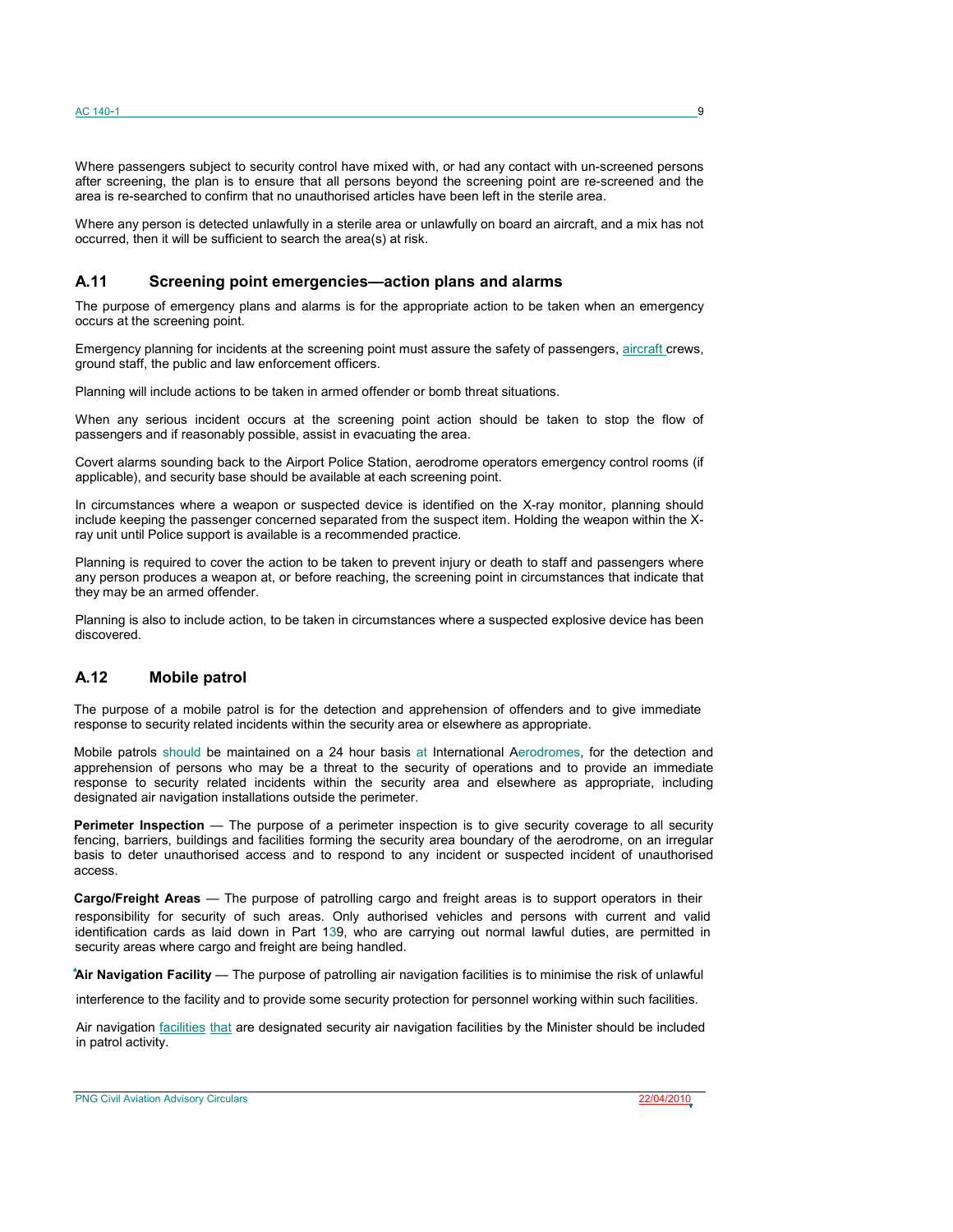Where passengers subject to security control have mixed with, or had any contact with un-screened persons after screening, the plan is to ensure that all persons beyond the screening point are re-screened and the area is re-searched to confirm that no unauthorised articles have been left in the sterile area.

Where any person is detected unlawfully in a sterile area or unlawfully on board an aircraft, and a mix has not occurred, then it will be sufficient to search the area(s) at risk.

## A.11 Screening point emergencies—action plans and alarms

The purpose of emergency plans and alarms is for the appropriate action to be taken when an emergency occurs at the screening point.

Emergency planning for incidents at the screening point must assure the safety of passengers, aircraft crews, ground staff, the public and law enforcement officers.

Planning will include actions to be taken in armed offender or bomb threat situations.

When any serious incident occurs at the screening point action should be taken to stop the flow of passengers and if reasonably possible, assist in evacuating the area.

Covert alarms sounding back to the Airport Police Station, aerodrome operators emergency control rooms (if applicable), and security base should be available at each screening point.

In circumstances where a weapon or suspected device is identified on the X-ray monitor, planning should include keeping the passenger concerned separated from the suspect item. Holding the weapon within the X-ray unit until Police support is available is a recommended practice.

Planning is required to cover the action to be taken to prevent injury or death to staff and passengers where any person produces a weapon at, or before reaching, the screening point in circumstances that indicate that they may be an armed offender.

Planning is also to include action, to be taken in circumstances where a suspected explosive device has been discovered.

## A.12 Mobile patrol

The purpose of a mobile patrol is for the detection and apprehension of offenders and to give immediate response to security related incidents within the security area or elsewhere as appropriate.

Mobile patrols should be maintained on a 24 hour basis at International Aerodromes, for the detection and apprehension of persons who may be a threat to the security of operations and to provide an immediate response to security related incidents within the security area and elsewhere as appropriate, including designated air navigation installations outside the perimeter.

**Perimeter Inspection** — The purpose of a perimeter inspection is to give security coverage to all security fencing, barriers, buildings and facilities forming the security area boundary of the aerodrome, on an irregular basis to deter unauthorised access and to respond to any incident or suspected incident of unauthorised access.

**Cargo/Freight Areas** — The purpose of patrolling cargo and freight areas is to support operators in their responsibility for security of such areas. Only authorised vehicles and persons with current and valid identification cards as laid down in Part 139, who are carrying out normal lawful duties, are permitted in security areas where cargo and freight are being handled.

**Air Navigation Facility** — The purpose of patrolling air navigation facilities is to minimise the risk of unlawful interference to the facility and to provide some security protection for personnel working within such facilities.

Air navigation facilities that are designated security air navigation facilities by the Minister should be included in patrol activity.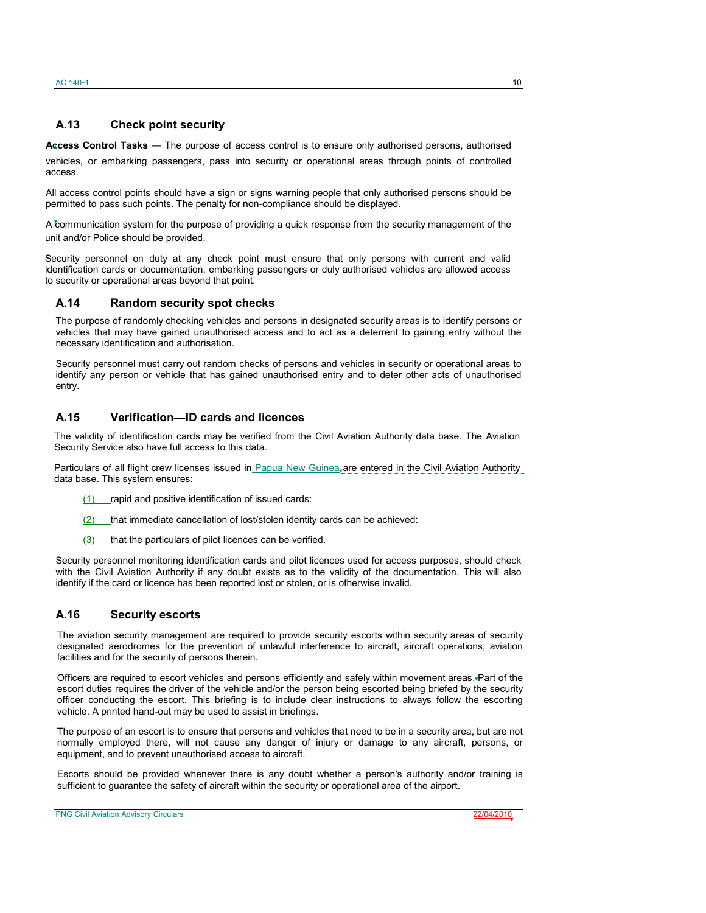## A.13 Check point security

**Access Control Tasks** — The purpose of access control is to ensure only authorised persons, authorised vehicles, or embarking passengers, pass into security or operational areas through points of controlled access.

All access control points should have a sign or signs warning people that only authorised persons should be permitted to pass such points. The penalty for non-compliance should be displayed.

A communication system for the purpose of providing a quick response from the security management of the unit and/or Police should be provided.

Security personnel on duty at any check point must ensure that only persons with current and valid identification cards or documentation, embarking passengers or duly authorised vehicles are allowed access to security or operational areas beyond that point.

## A.14 Random security spot checks

The purpose of randomly checking vehicles and persons in designated security areas is to identify persons or vehicles that may have gained unauthorised access and to act as a deterrent to gaining entry without the necessary identification and authorisation.

Security personnel must carry out random checks of persons and vehicles in security or operational areas to identify any person or vehicle that has gained unauthorised entry and to deter other acts of unauthorised entry.

## A.15 Verification—ID cards and licences

The validity of identification cards may be verified from the Civil Aviation Authority data base. The Aviation Security Service also have full access to this data.

Particulars of all flight crew licenses issued in Papua New Guinea, are entered in the Civil Aviation Authority data base. This system ensures:

(1) rapid and positive identification of issued cards:

(2) that immediate cancellation of lost/stolen identity cards can be achieved:

(3) that the particulars of pilot licences can be verified.

Security personnel monitoring identification cards and pilot licences used for access purposes, should check with the Civil Aviation Authority if any doubt exists as to the validity of the documentation. This will also identify if the card or licence has been reported lost or stolen, or is otherwise invalid.

## A.16 Security escorts

The aviation security management are required to provide security escorts within security areas of security designated aerodromes for the prevention of unlawful interference to aircraft, aircraft operations, aviation facilities and for the security of persons therein.

Officers are required to escort vehicles and persons efficiently and safely within movement areas. Part of the escort duties requires the driver of the vehicle and/or the person being escorted being briefed by the security officer conducting the escort. This briefing is to include clear instructions to always follow the escorting vehicle. A printed hand-out may be used to assist in briefings.

The purpose of an escort is to ensure that persons and vehicles that need to be in a security area, but are not normally employed there, will not cause any danger of injury or damage to any aircraft, persons, or equipment, and to prevent unauthorised access to aircraft.

Escorts should be provided whenever there is any doubt whether a person's authority and/or training is sufficient to guarantee the safety of aircraft within the security or operational area of the airport.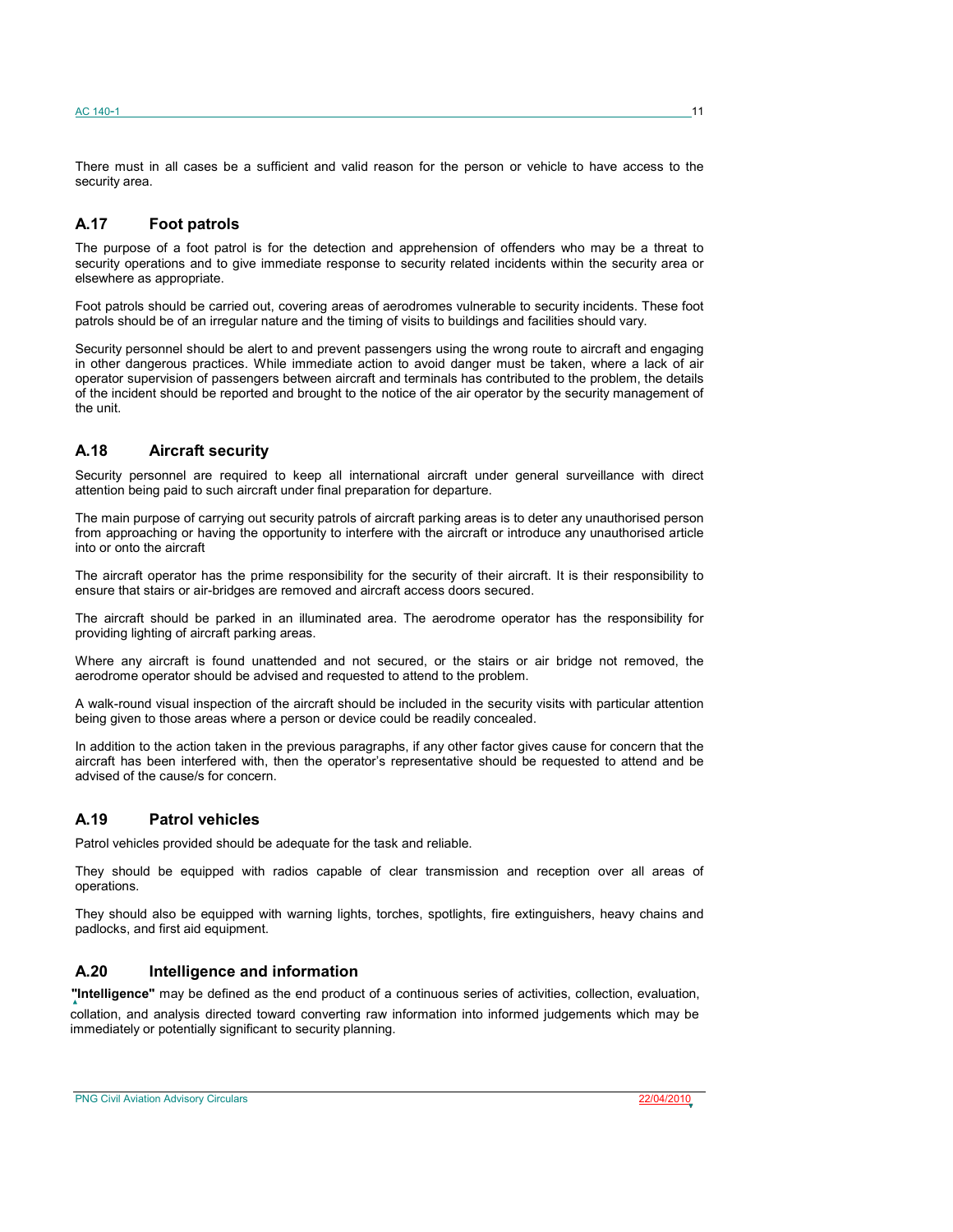There must in all cases be a sufficient and valid reason for the person or vehicle to have access to the security area.

## A.17 Foot patrols

The purpose of a foot patrol is for the detection and apprehension of offenders who may be a threat to security operations and to give immediate response to security related incidents within the security area or elsewhere as appropriate.

Foot patrols should be carried out, covering areas of aerodromes vulnerable to security incidents. These foot patrols should be of an irregular nature and the timing of visits to buildings and facilities should vary.

Security personnel should be alert to and prevent passengers using the wrong route to aircraft and engaging in other dangerous practices. While immediate action to avoid danger must be taken, where a lack of air operator supervision of passengers between aircraft and terminals has contributed to the problem, the details of the incident should be reported and brought to the notice of the air operator by the security management of the unit.

## A.18 Aircraft security

Security personnel are required to keep all international aircraft under general surveillance with direct attention being paid to such aircraft under final preparation for departure.

The main purpose of carrying out security patrols of aircraft parking areas is to deter any unauthorised person from approaching or having the opportunity to interfere with the aircraft or introduce any unauthorised article into or onto the aircraft

The aircraft operator has the prime responsibility for the security of their aircraft. It is their responsibility to ensure that stairs or air-bridges are removed and aircraft access doors secured.

The aircraft should be parked in an illuminated area. The aerodrome operator has the responsibility for providing lighting of aircraft parking areas.

Where any aircraft is found unattended and not secured, or the stairs or air bridge not removed, the aerodrome operator should be advised and requested to attend to the problem.

A walk-round visual inspection of the aircraft should be included in the security visits with particular attention being given to those areas where a person or device could be readily concealed.

In addition to the action taken in the previous paragraphs, if any other factor gives cause for concern that the aircraft has been interfered with, then the operator's representative should be requested to attend and be advised of the cause/s for concern.

## A.19 Patrol vehicles

Patrol vehicles provided should be adequate for the task and reliable.

They should be equipped with radios capable of clear transmission and reception over all areas of operations.

They should also be equipped with warning lights, torches, spotlights, fire extinguishers, heavy chains and padlocks, and first aid equipment.

## A.20 Intelligence and information

**"Intelligence"** may be defined as the end product of a continuous series of activities, collection, evaluation, collation, and analysis directed toward converting raw information into informed judgements which may be immediately or potentially significant to security planning.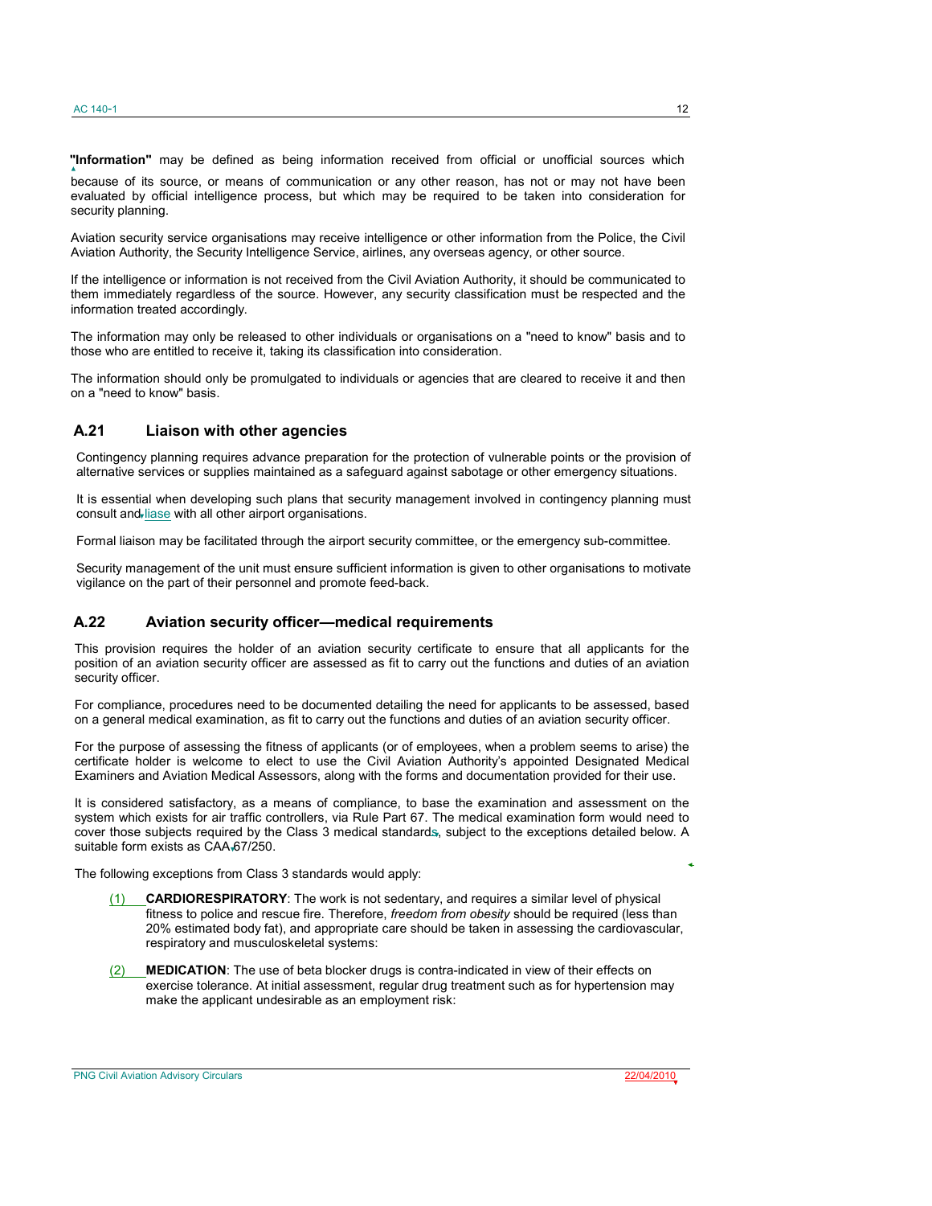**"Information"** may be defined as being information received from official or unofficial sources which because of its source, or means of communication or any other reason, has not or may not have been evaluated by official intelligence process, but which may be required to be taken into consideration for security planning.

Aviation security service organisations may receive intelligence or other information from the Police, the Civil Aviation Authority, the Security Intelligence Service, airlines, any overseas agency, or other source.

If the intelligence or information is not received from the Civil Aviation Authority, it should be communicated to them immediately regardless of the source. However, any security classification must be respected and the information treated accordingly.

The information may only be released to other individuals or organisations on a "need to know" basis and to those who are entitled to receive it, taking its classification into consideration.

The information should only be promulgated to individuals or agencies that are cleared to receive it and then on a "need to know" basis.

## A.21 Liaison with other agencies

Contingency planning requires advance preparation for the protection of vulnerable points or the provision of alternative services or supplies maintained as a safeguard against sabotage or other emergency situations.

It is essential when developing such plans that security management involved in contingency planning must consult and liase with all other airport organisations.

Formal liaison may be facilitated through the airport security committee, or the emergency sub-committee.

Security management of the unit must ensure sufficient information is given to other organisations to motivate vigilance on the part of their personnel and promote feed-back.

## A.22 Aviation security officer—medical requirements

This provision requires the holder of an aviation security certificate to ensure that all applicants for the position of an aviation security officer are assessed as fit to carry out the functions and duties of an aviation security officer.

For compliance, procedures need to be documented detailing the need for applicants to be assessed, based on a general medical examination, as fit to carry out the functions and duties of an aviation security officer.

For the purpose of assessing the fitness of applicants (or of employees, when a problem seems to arise) the certificate holder is welcome to elect to use the Civil Aviation Authority's appointed Designated Medical Examiners and Aviation Medical Assessors, along with the forms and documentation provided for their use.

It is considered satisfactory, as a means of compliance, to base the examination and assessment on the system which exists for air traffic controllers, via Rule Part 67. The medical examination form would need to cover those subjects required by the Class 3 medical standards, subject to the exceptions detailed below. A suitable form exists as CAA 67/250.

The following exceptions from Class 3 standards would apply:

(1) **CARDIORESPIRATORY**: The work is not sedentary, and requires a similar level of physical fitness to police and rescue fire. Therefore, *freedom from obesity* should be required (less than 20% estimated body fat), and appropriate care should be taken in assessing the cardiovascular, respiratory and musculoskeletal systems:

(2) **MEDICATION**: The use of beta blocker drugs is contra-indicated in view of their effects on exercise tolerance. At initial assessment, regular drug treatment such as for hypertension may make the applicant undesirable as an employment risk: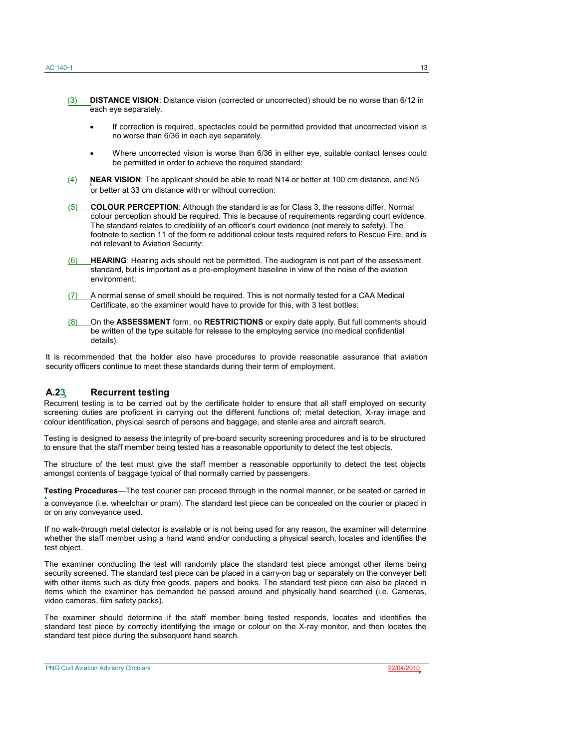(3) **DISTANCE VISION**: Distance vision (corrected or uncorrected) should be no worse than 6/12 in each eye separately.

- If correction is required, spectacles could be permitted provided that uncorrected vision is no worse than 6/36 in each eye separately.
- Where uncorrected vision is worse than 6/36 in either eye, suitable contact lenses could be permitted in order to achieve the required standard:

(4) **NEAR VISION**: The applicant should be able to read N14 or better at 100 cm distance, and N5 or better at 33 cm distance with or without correction:

(5) **COLOUR PERCEPTION**: Although the standard is as for Class 3, the reasons differ. Normal colour perception should be required. This is because of requirements regarding court evidence. The standard relates to credibility of an officer's court evidence (not merely to safety). The footnote to section 11 of the form re additional colour tests required refers to Rescue Fire, and is not relevant to Aviation Security:

(6) **HEARING**: Hearing aids should not be permitted. The audiogram is not part of the assessment standard, but is important as a pre-employment baseline in view of the noise of the aviation environment:

(7) A normal sense of smell should be required. This is not normally tested for a CAA Medical Certificate, so the examiner would have to provide for this, with 3 test bottles:

(8) On the **ASSESSMENT** form, no **RESTRICTIONS** or expiry date apply. But full comments should be written of the type suitable for release to the employing service (no medical confidential details).

It is recommended that the holder also have procedures to provide reasonable assurance that aviation security officers continue to meet these standards during their term of employment.

## A.23 Recurrent testing

Recurrent testing is to be carried out by the certificate holder to ensure that all staff employed on security screening duties are proficient in carrying out the different functions of; metal detection, X-ray image and colour identification, physical search of persons and baggage, and sterile area and aircraft search.

Testing is designed to assess the integrity of pre-board security screening procedures and is to be structured to ensure that the staff member being tested has a reasonable opportunity to detect the test objects.

The structure of the test must give the staff member a reasonable opportunity to detect the test objects amongst contents of baggage typical of that normally carried by passengers.

**Testing Procedures**—The test courier can proceed through in the normal manner, or be seated or carried in a conveyance (i.e. wheelchair or pram). The standard test piece can be concealed on the courier or placed in or on any conveyance used.

If no walk-through metal detector is available or is not being used for any reason, the examiner will determine whether the staff member using a hand wand and/or conducting a physical search, locates and identifies the test object.

The examiner conducting the test will randomly place the standard test piece amongst other items being security screened. The standard test piece can be placed in a carry-on bag or separately on the conveyer belt with other items such as duty free goods, papers and books. The standard test piece can also be placed in items which the examiner has demanded be passed around and physically hand searched (i.e. Cameras, video cameras, film safety packs).

The examiner should determine if the staff member being tested responds, locates and identifies the standard test piece by correctly identifying the image or colour on the X-ray monitor, and then locates the standard test piece during the subsequent hand search.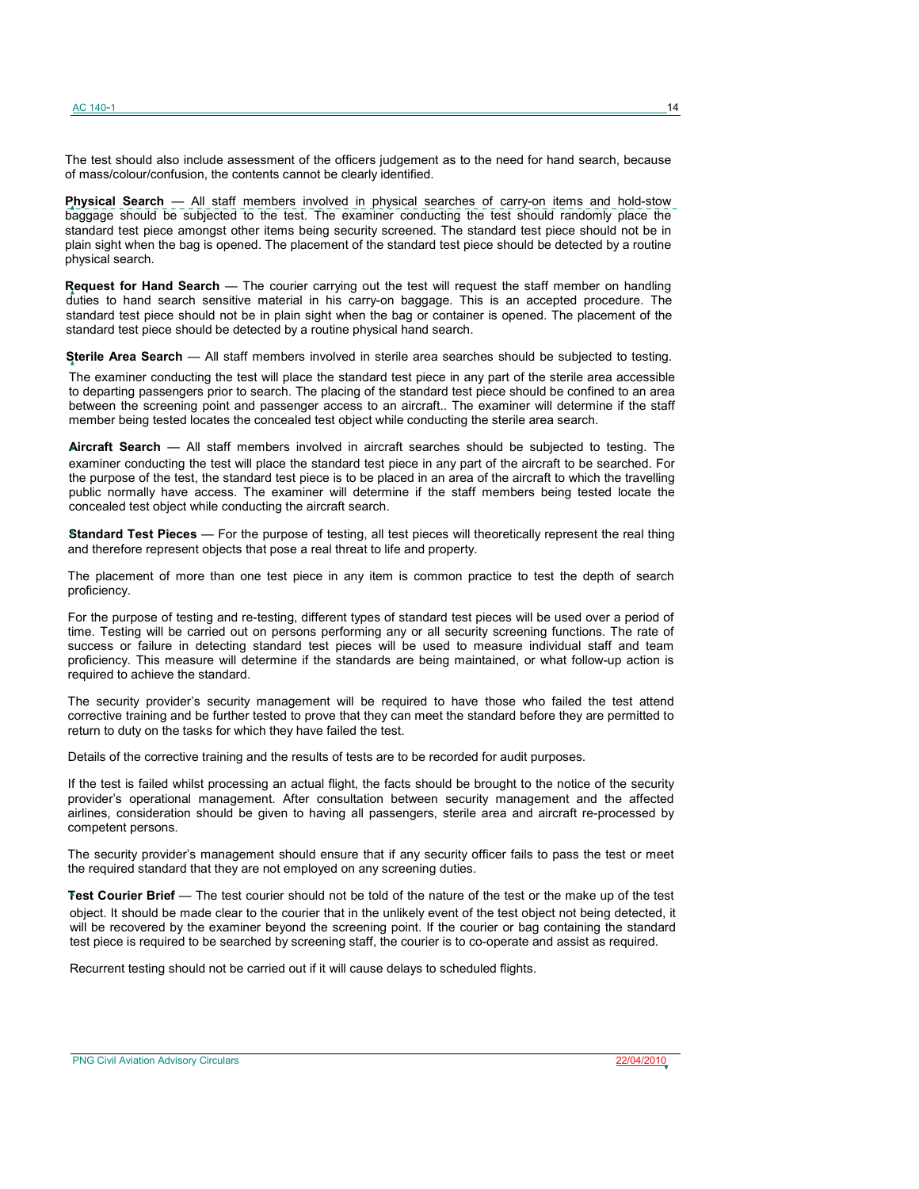The test should also include assessment of the officers judgement as to the need for hand search, because of mass/colour/confusion, the contents cannot be clearly identified.

**Physical Search** — All staff members involved in physical searches of carry-on items and hold-stow baggage should be subjected to the test. The examiner conducting the test should randomly place the standard test piece amongst other items being security screened. The standard test piece should not be in plain sight when the bag is opened. The placement of the standard test piece should be detected by a routine physical search.

**Request for Hand Search** — The courier carrying out the test will request the staff member on handling duties to hand search sensitive material in his carry-on baggage. This is an accepted procedure. The standard test piece should not be in plain sight when the bag or container is opened. The placement of the standard test piece should be detected by a routine physical hand search.

**Sterile Area Search** — All staff members involved in sterile area searches should be subjected to testing.

The examiner conducting the test will place the standard test piece in any part of the sterile area accessible to departing passengers prior to search. The placing of the standard test piece should be confined to an area between the screening point and passenger access to an aircraft.. The examiner will determine if the staff member being tested locates the concealed test object while conducting the sterile area search.

**Aircraft Search** — All staff members involved in aircraft searches should be subjected to testing. The examiner conducting the test will place the standard test piece in any part of the aircraft to be searched. For the purpose of the test, the standard test piece is to be placed in an area of the aircraft to which the travelling public normally have access. The examiner will determine if the staff members being tested locate the concealed test object while conducting the aircraft search.

**Standard Test Pieces** — For the purpose of testing, all test pieces will theoretically represent the real thing and therefore represent objects that pose a real threat to life and property.

The placement of more than one test piece in any item is common practice to test the depth of search proficiency.

For the purpose of testing and re-testing, different types of standard test pieces will be used over a period of time. Testing will be carried out on persons performing any or all security screening functions. The rate of success or failure in detecting standard test pieces will be used to measure individual staff and team proficiency. This measure will determine if the standards are being maintained, or what follow-up action is required to achieve the standard.

The security provider's security management will be required to have those who failed the test attend corrective training and be further tested to prove that they can meet the standard before they are permitted to return to duty on the tasks for which they have failed the test.

Details of the corrective training and the results of tests are to be recorded for audit purposes.

If the test is failed whilst processing an actual flight, the facts should be brought to the notice of the security provider's operational management. After consultation between security management and the affected airlines, consideration should be given to having all passengers, sterile area and aircraft re-processed by competent persons.

The security provider's management should ensure that if any security officer fails to pass the test or meet the required standard that they are not employed on any screening duties.

**Test Courier Brief** — The test courier should not be told of the nature of the test or the make up of the test object. It should be made clear to the courier that in the unlikely event of the test object not being detected, it will be recovered by the examiner beyond the screening point. If the courier or bag containing the standard test piece is required to be searched by screening staff, the courier is to co-operate and assist as required.

Recurrent testing should not be carried out if it will cause delays to scheduled flights.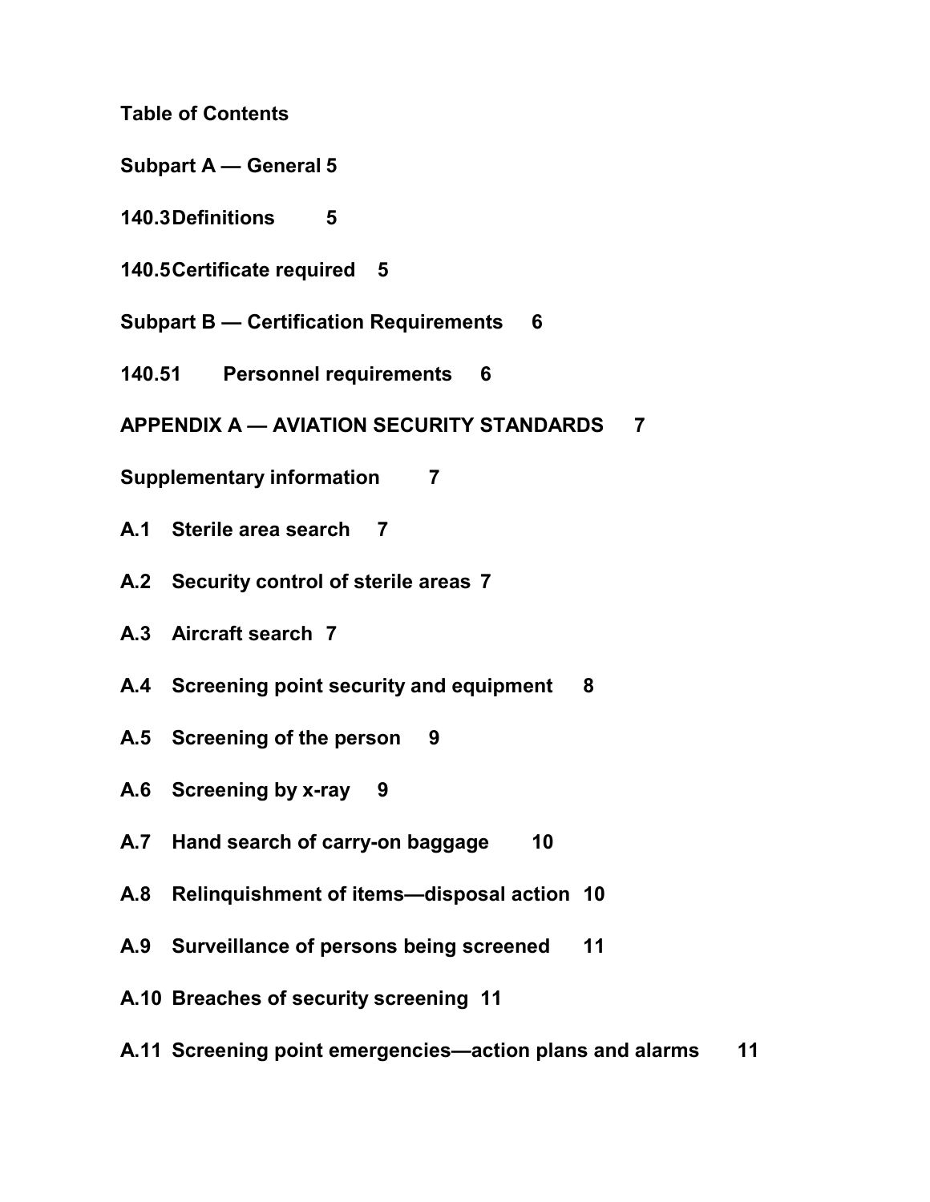**Table of Contents**

**Subpart A — General 5**

**140.3 Definitions 5**

**140.5 Certificate required 5**

**Subpart B — Certification Requirements 6**

**140.51 Personnel requirements 6**

**APPENDIX A — AVIATION SECURITY STANDARDS 7**

**Supplementary information 7**

**A.1 Sterile area search 7**

**A.2 Security control of sterile areas 7**

**A.3 Aircraft search 7**

**A.4 Screening point security and equipment 8**

**A.5 Screening of the person 9**

**A.6 Screening by x-ray 9**

**A.7 Hand search of carry-on baggage 10**

**A.8 Relinquishment of items—disposal action 10**

**A.9 Surveillance of persons being screened 11**

**A.10 Breaches of security screening 11**

**A.11 Screening point emergencies—action plans and alarms 11**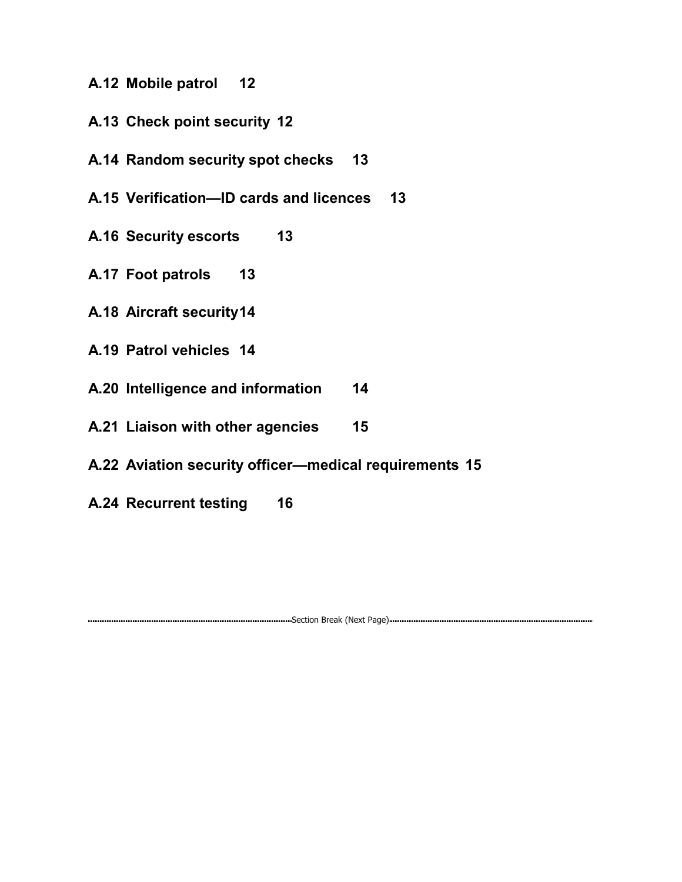**A.12 Mobile patrol 12**

**A.13 Check point security 12**

**A.14 Random security spot checks 13**

**A.15 Verification—ID cards and licences 13**

**A.16 Security escorts 13**

**A.17 Foot patrols 13**

**A.18 Aircraft security 14**

**A.19 Patrol vehicles 14**

**A.20 Intelligence and information 14**

**A.21 Liaison with other agencies 15**

**A.22 Aviation security officer—medical requirements 15**

**A.24 Recurrent testing 16**

Section Break (Next Page)